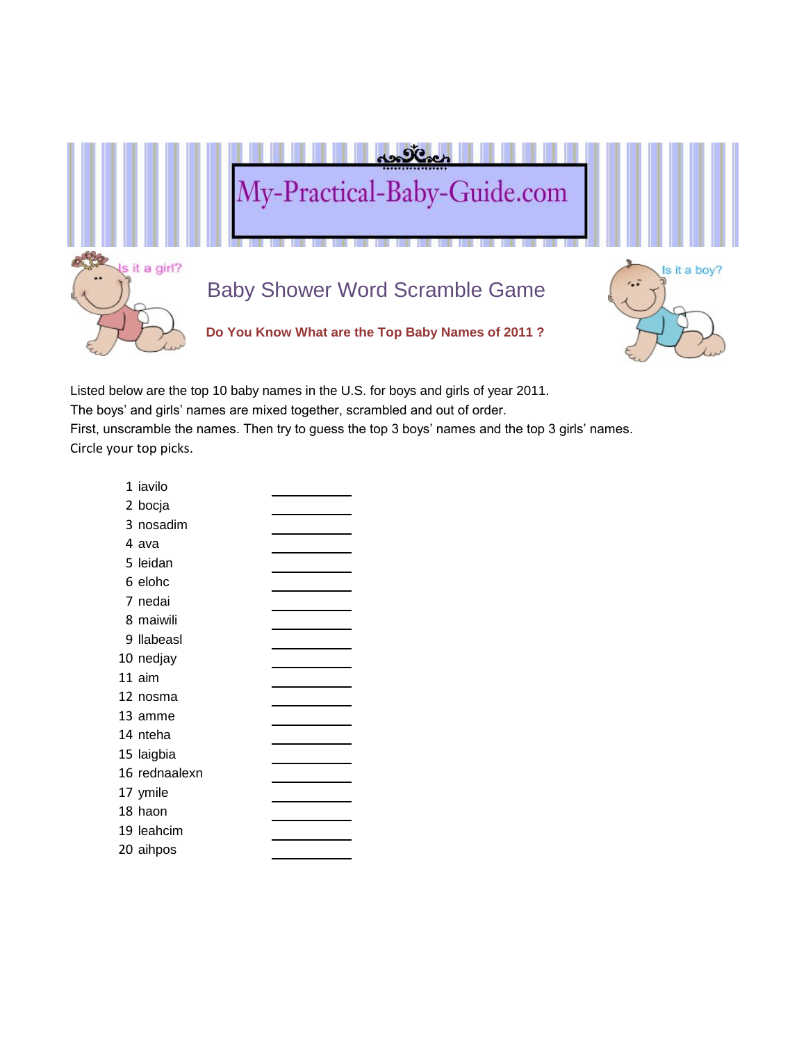# My-Practical-Baby-Guide.com

Is it a girl?

Is it a boy?

## Baby Shower Word Scramble Game

**Do You Know What are the Top Baby Names of 2011 ?**

Listed below are the top 10 baby names in the U.S. for boys and girls of year 2011.
The boys' and girls' names are mixed together, scrambled and out of order.
First, unscramble the names. Then try to guess the top 3 boys' names and the top 3 girls' names.
Circle your top picks.

1 iavilo ____________
2 bocja ____________
3 nosadim ____________
4 ava ____________
5 leidan ____________
6 elohc ____________
7 nedai ____________
8 maiwili ____________
9 llabeasl ____________
10 nedjay ____________
11 aim ____________
12 nosma ____________
13 amme ____________
14 nteha ____________
15 laigbia ____________
16 rednaalexn ____________
17 ymile ____________
18 haon ____________
19 leahcim ____________
20 aihpos ____________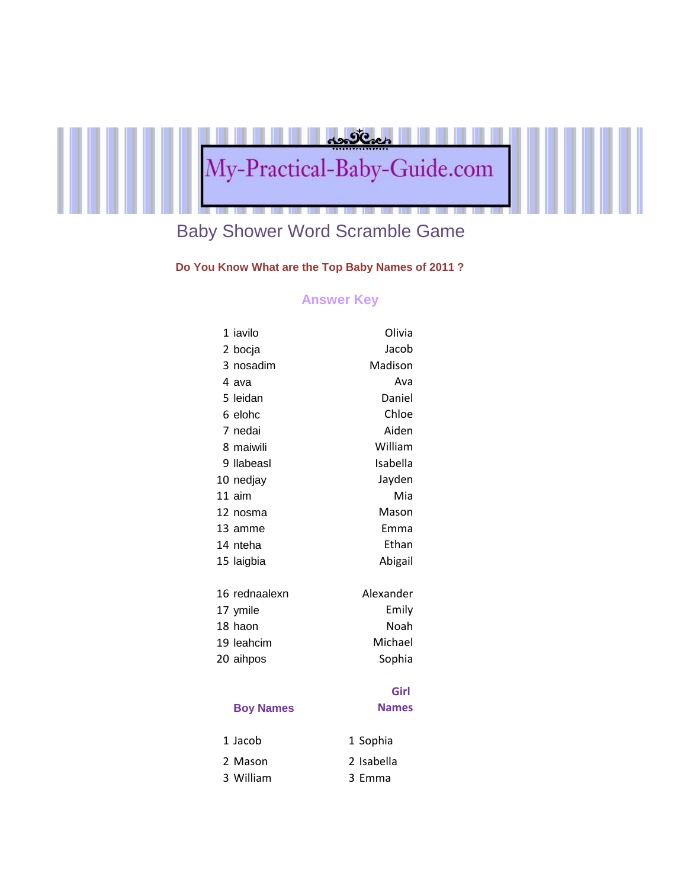My-Practical-Baby-Guide.com

# Baby Shower Word Scramble Game

**Do You Know What are the Top Baby Names of 2011 ?**

## Answer Key

| | | |
|---|---|---|
| 1 | iavilo | Olivia |
| 2 | bocja | Jacob |
| 3 | nosadim | Madison |
| 4 | ava | Ava |
| 5 | leidan | Daniel |
| 6 | elohc | Chloe |
| 7 | nedai | Aiden |
| 8 | maiwili | William |
| 9 | llabeasl | Isabella |
| 10 | nedjay | Jayden |
| 11 | aim | Mia |
| 12 | nosma | Mason |
| 13 | amme | Emma |
| 14 | nteha | Ethan |
| 15 | laigbia | Abigail |
| 16 | rednaalexn | Alexander |
| 17 | ymile | Emily |
| 18 | haon | Noah |
| 19 | leahcim | Michael |
| 20 | aihpos | Sophia |

| Boy Names | Girl Names |
|---|---|
| 1 Jacob | 1 Sophia |
| 2 Mason | 2 Isabella |
| 3 William | 3 Emma |